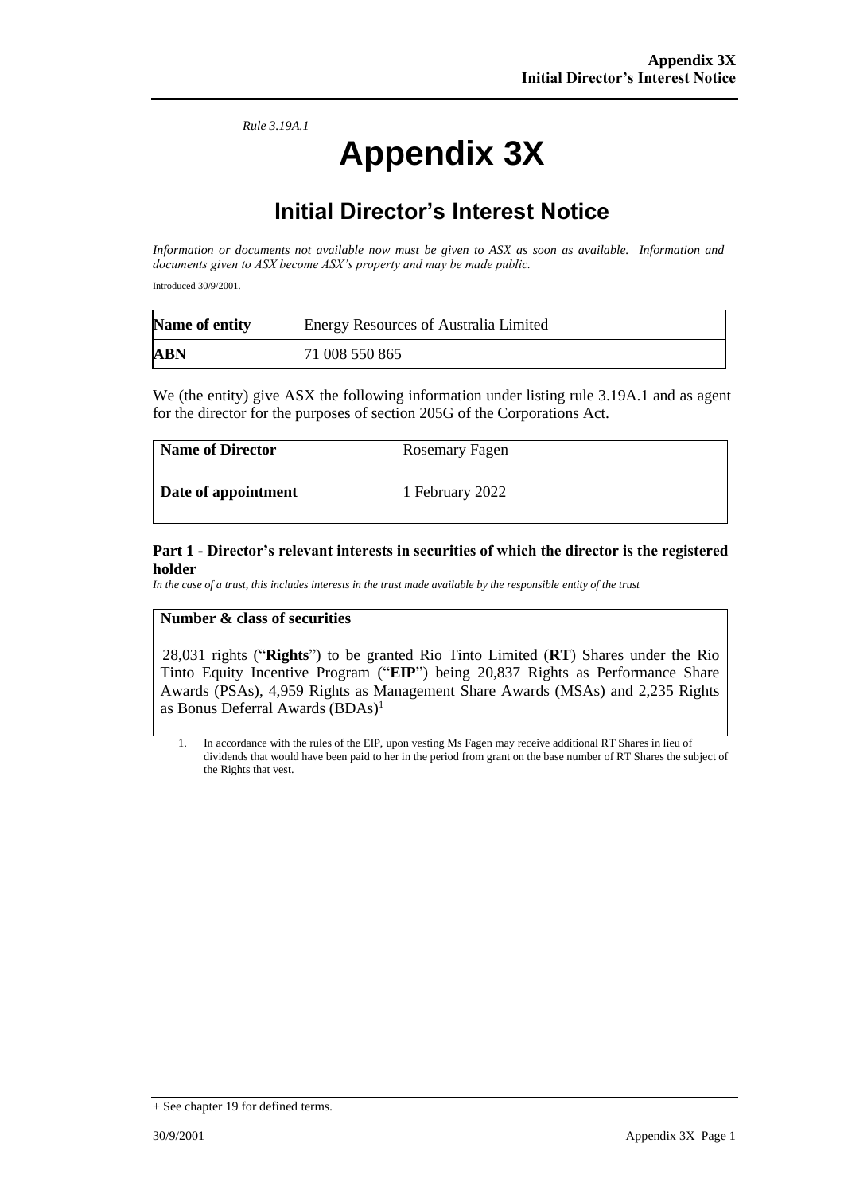*Rule 3.19A.1*

# Appendix 3X

## Initial Director's Interest Notice

*Information or documents not available now must be given to ASX as soon as available. Information and documents given to ASX become ASX's property and may be made public.*

Introduced 30/9/2001.

| **Name of entity** | Energy Resources of Australia Limited |
|---|---|
| **ABN** | 71 008 550 865 |

We (the entity) give ASX the following information under listing rule 3.19A.1 and as agent for the director for the purposes of section 205G of the Corporations Act.

| **Name of Director** | Rosemary Fagen |
|---|---|
| **Date of appointment** | 1 February 2022 |

### Part 1 - Director's relevant interests in securities of which the director is the registered holder

*In the case of a trust, this includes interests in the trust made available by the responsible entity of the trust*

| **Number & class of securities** |
|---|
| 28,031 rights ("**Rights**") to be granted Rio Tinto Limited (**RT**) Shares under the Rio Tinto Equity Incentive Program ("**EIP**") being 20,837 Rights as Performance Share Awards (PSAs), 4,959 Rights as Management Share Awards (MSAs) and 2,235 Rights as Bonus Deferral Awards (BDAs)[1] |

1. In accordance with the rules of the EIP, upon vesting Ms Fagen may receive additional RT Shares in lieu of dividends that would have been paid to her in the period from grant on the base number of RT Shares the subject of the Rights that vest.

+ See chapter 19 for defined terms.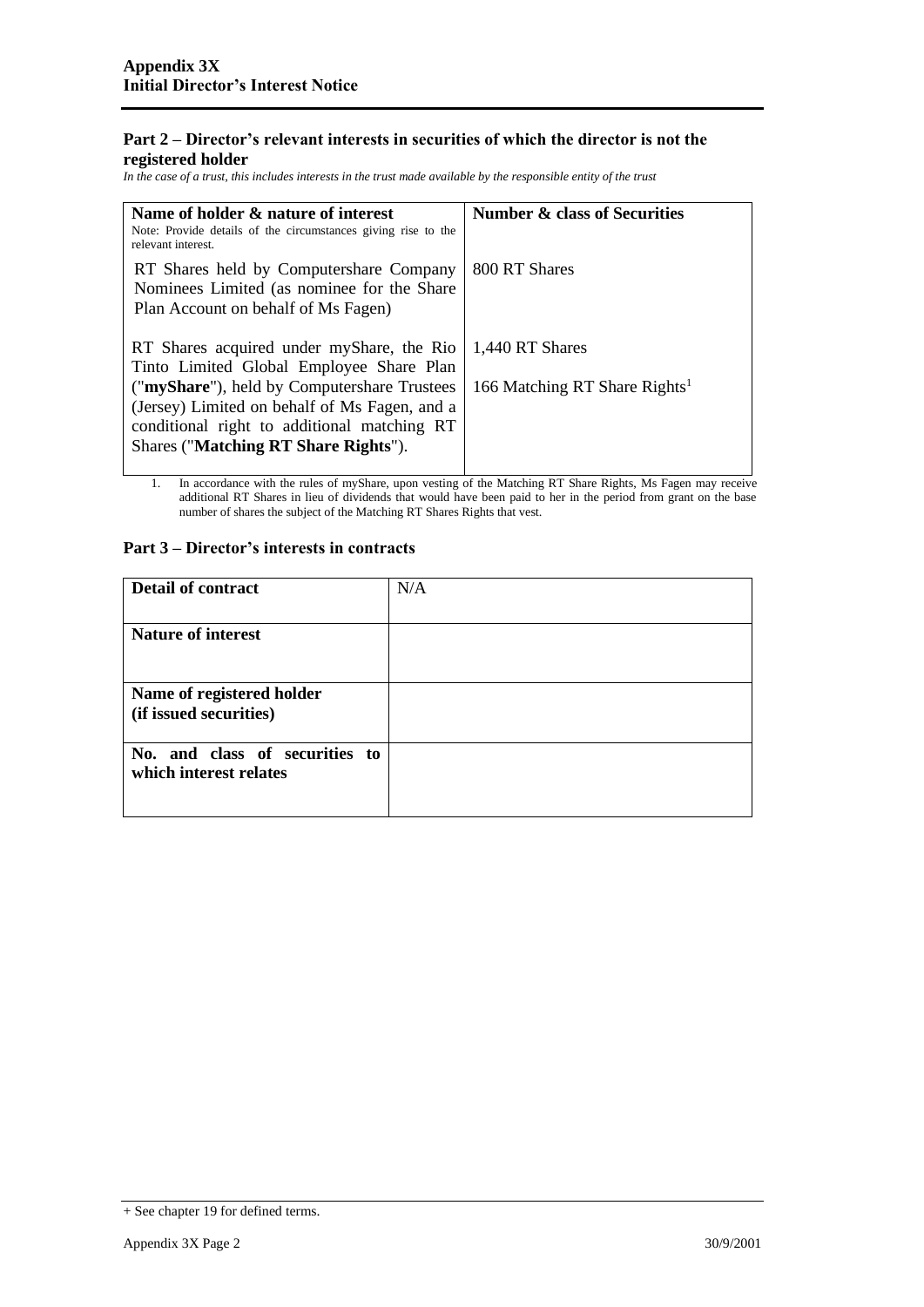## Part 2 – Director's relevant interests in securities of which the director is not the registered holder

*In the case of a trust, this includes interests in the trust made available by the responsible entity of the trust*

| **Name of holder & nature of interest**<br>Note: Provide details of the circumstances giving rise to the relevant interest. | **Number & class of Securities** |
|---|---|
| RT Shares held by Computershare Company Nominees Limited (as nominee for the Share Plan Account on behalf of Ms Fagen) | 800 RT Shares |
| RT Shares acquired under myShare, the Rio Tinto Limited Global Employee Share Plan ("**myShare**"), held by Computershare Trustees (Jersey) Limited on behalf of Ms Fagen, and a conditional right to additional matching RT Shares ("**Matching RT Share Rights**"). | 1,440 RT Shares<br><br>166 Matching RT Share Rights[1] |

1. In accordance with the rules of myShare, upon vesting of the Matching RT Share Rights, Ms Fagen may receive additional RT Shares in lieu of dividends that would have been paid to her in the period from grant on the base number of shares the subject of the Matching RT Shares Rights that vest.

## Part 3 – Director's interests in contracts

| | |
|---|---|
| **Detail of contract** | N/A |
| **Nature of interest** | |
| **Name of registered holder (if issued securities)** | |
| **No. and class of securities to which interest relates** | |

+ See chapter 19 for defined terms.